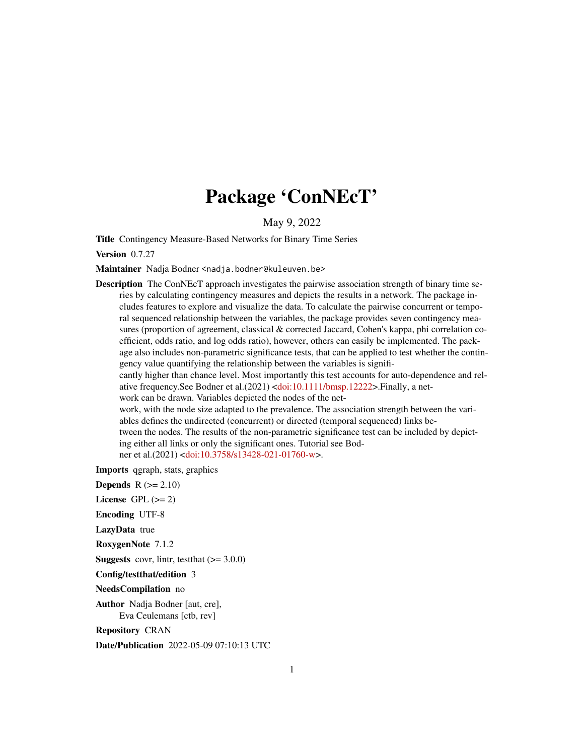# Package 'ConNEcT'

May 9, 2022

**Title** Contingency Measure-Based Networks for Binary Time Series

**Version** 0.7.27

**Maintainer** Nadja Bodner <nadja.bodner@kuleuven.be>

**Description** The ConNEcT approach investigates the pairwise association strength of binary time series by calculating contingency measures and depicts the results in a network. The package includes features to explore and visualize the data. To calculate the pairwise concurrent or temporal sequenced relationship between the variables, the package provides seven contingency measures (proportion of agreement, classical & corrected Jaccard, Cohen's kappa, phi correlation coefficient, odds ratio, and log odds ratio), however, others can easily be implemented. The package also includes non-parametric significance tests, that can be applied to test whether the contingency value quantifying the relationship between the variables is significantly higher than chance level. Most importantly this test accounts for auto-dependence and relative frequency.See Bodner et al.(2021) <doi:10.1111/bmsp.12222>.Finally, a network can be drawn. Variables depicted the nodes of the network, with the node size adapted to the prevalence. The association strength between the variables defines the undirected (concurrent) or directed (temporal sequenced) links between the nodes. The results of the non-parametric significance test can be included by depicting either all links or only the significant ones. Tutorial see Bodner et al.(2021) <doi:10.3758/s13428-021-01760-w>.

**Imports** qgraph, stats, graphics

**Depends** R (>= 2.10)

**License** GPL (>= 2)

**Encoding** UTF-8

**LazyData** true

**RoxygenNote** 7.1.2

**Suggests** covr, lintr, testthat (>= 3.0.0)

**Config/testthat/edition** 3

**NeedsCompilation** no

**Author** Nadja Bodner [aut, cre],
Eva Ceulemans [ctb, rev]

**Repository** CRAN

**Date/Publication** 2022-05-09 07:10:13 UTC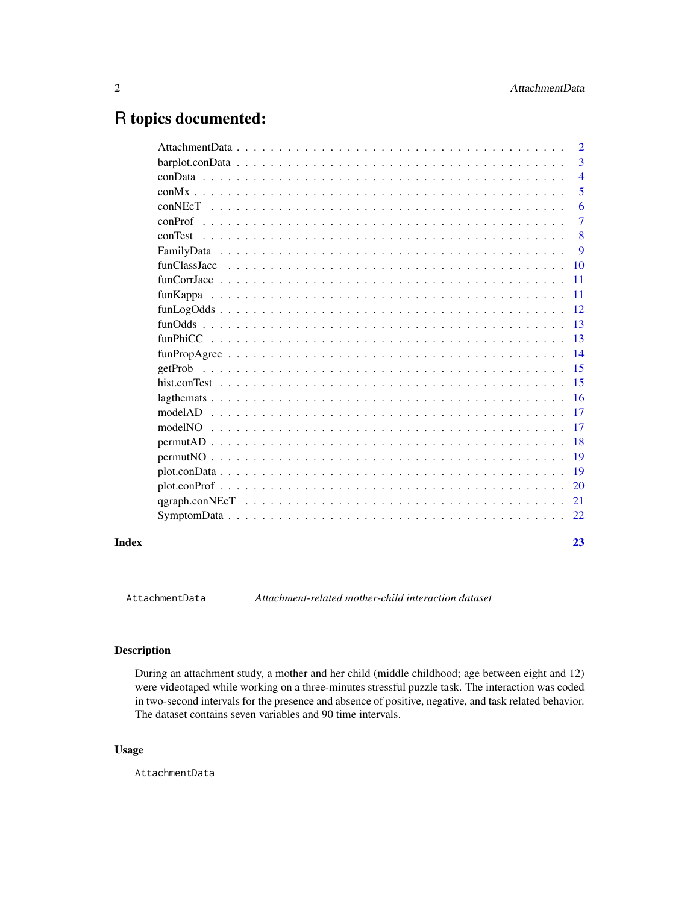# R topics documented:

| | |
|---|---|
| AttachmentData | 2 |
| barplot.conData | 3 |
| conData | 4 |
| conMx | 5 |
| conNEcT | 6 |
| conProf | 7 |
| conTest | 8 |
| FamilyData | 9 |
| funClassJacc | 10 |
| funCorrJacc | 11 |
| funKappa | 11 |
| funLogOdds | 12 |
| funOdds | 13 |
| funPhiCC | 13 |
| funPropAgree | 14 |
| getProb | 15 |
| hist.conTest | 15 |
| lagthemats | 16 |
| modelAD | 17 |
| modelNO | 17 |
| permutAD | 18 |
| permutNO | 19 |
| plot.conData | 19 |
| plot.conProf | 20 |
| qgraph.conNEcT | 21 |
| SymptomData | 22 |
| **Index** | **23** |

---

`AttachmentData` *Attachment-related mother-child interaction dataset*

---

### Description

During an attachment study, a mother and her child (middle childhood; age between eight and 12) were videotaped while working on a three-minutes stressful puzzle task. The interaction was coded in two-second intervals for the presence and absence of positive, negative, and task related behavior. The dataset contains seven variables and 90 time intervals.

### Usage

```
AttachmentData
```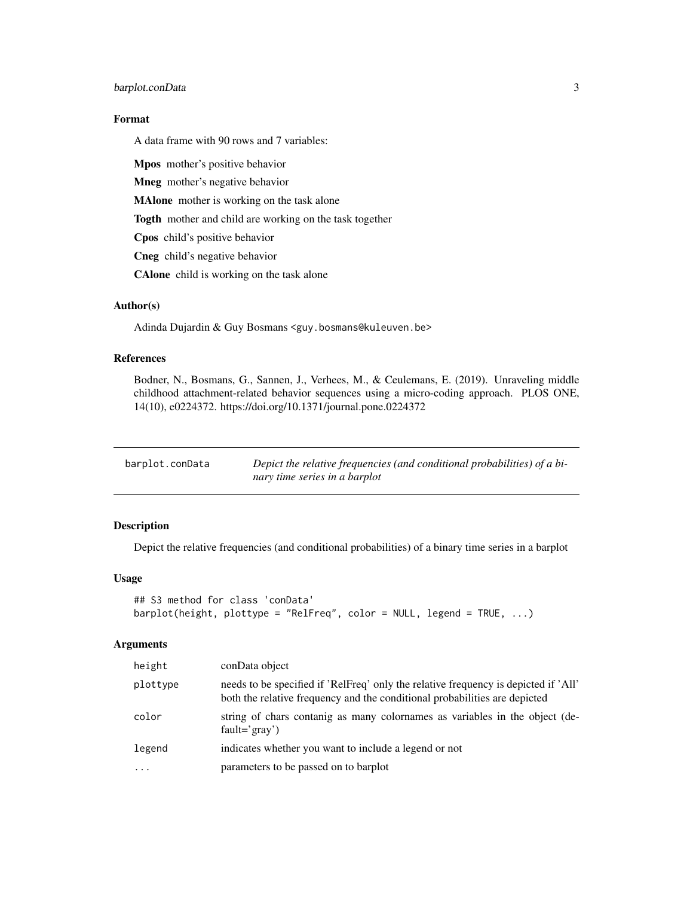## Format

A data frame with 90 rows and 7 variables:

**Mpos** mother's positive behavior

**Mneg** mother's negative behavior

**MAlone** mother is working on the task alone

**Togth** mother and child are working on the task together

**Cpos** child's positive behavior

**Cneg** child's negative behavior

**CAlone** child is working on the task alone

## Author(s)

Adinda Dujardin & Guy Bosmans <guy.bosmans@kuleuven.be>

## References

Bodner, N., Bosmans, G., Sannen, J., Verhees, M., & Ceulemans, E. (2019). Unraveling middle childhood attachment-related behavior sequences using a micro-coding approach. PLOS ONE, 14(10), e0224372. https://doi.org/10.1371/journal.pone.0224372

---

# barplot.conData — *Depict the relative frequencies (and conditional probabilities) of a binary time series in a barplot*

---

## Description

Depict the relative frequencies (and conditional probabilities) of a binary time series in a barplot

## Usage

```
## S3 method for class 'conData'
barplot(height, plottype = "RelFreq", color = NULL, legend = TRUE, ...)
```

## Arguments

| | |
|---|---|
| `height` | conData object |
| `plottype` | needs to be specified if 'RelFreq' only the relative frequency is depicted if 'All' both the relative frequency and the conditional probabilities are depicted |
| `color` | string of chars contanig as many colornames as variables in the object (default='gray') |
| `legend` | indicates whether you want to include a legend or not |
| `...` | parameters to be passed on to barplot |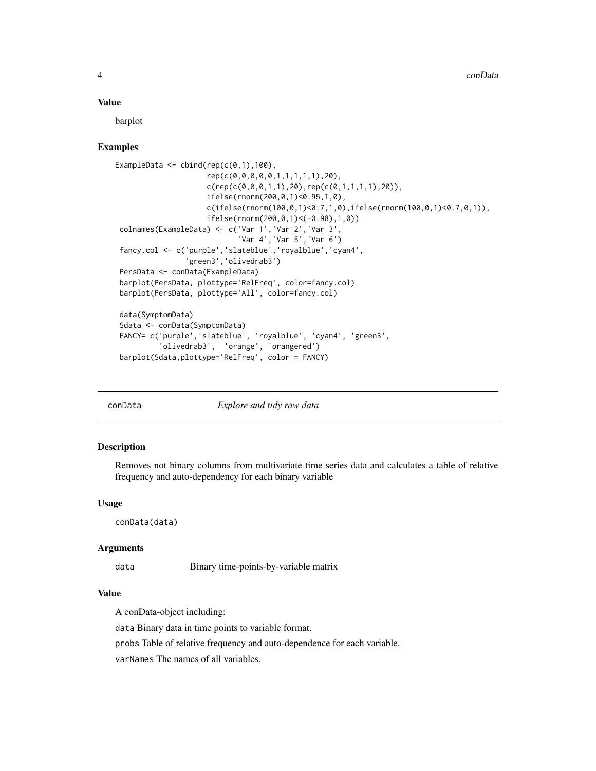### Value

barplot

### Examples

```
ExampleData <- cbind(rep(c(0,1),100),
                     rep(c(0,0,0,0,0,1,1,1,1,1),20),
                     c(rep(c(0,0,0,1,1),20),rep(c(0,1,1,1,1),20)),
                     ifelse(rnorm(200,0,1)<0.95,1,0),
                     c(ifelse(rnorm(100,0,1)<0.7,1,0),ifelse(rnorm(100,0,1)<0.7,0,1)),
                     ifelse(rnorm(200,0,1)<(-0.98),1,0))
 colnames(ExampleData) <- c('Var 1','Var 2','Var 3',
                            'Var 4','Var 5','Var 6')
 fancy.col <- c('purple','slateblue','royalblue','cyan4',
                'green3','olivedrab3')
 PersData <- conData(ExampleData)
 barplot(PersData, plottype='RelFreq', color=fancy.col)
 barplot(PersData, plottype='All', color=fancy.col)

 data(SymptomData)
 Sdata <- conData(SymptomData)
 FANCY= c('purple','slateblue', 'royalblue', 'cyan4', 'green3',
          'olivedrab3',  'orange', 'orangered')
 barplot(Sdata,plottype='RelFreq', color = FANCY)
```

## conData    *Explore and tidy raw data*

### Description

Removes not binary columns from multivariate time series data and calculates a table of relative frequency and auto-dependency for each binary variable

### Usage

```
conData(data)
```

### Arguments

| | |
|---|---|
| data | Binary time-points-by-variable matrix |

### Value

A conData-object including:

data Binary data in time points to variable format.

probs Table of relative frequency and auto-dependence for each variable.

varNames The names of all variables.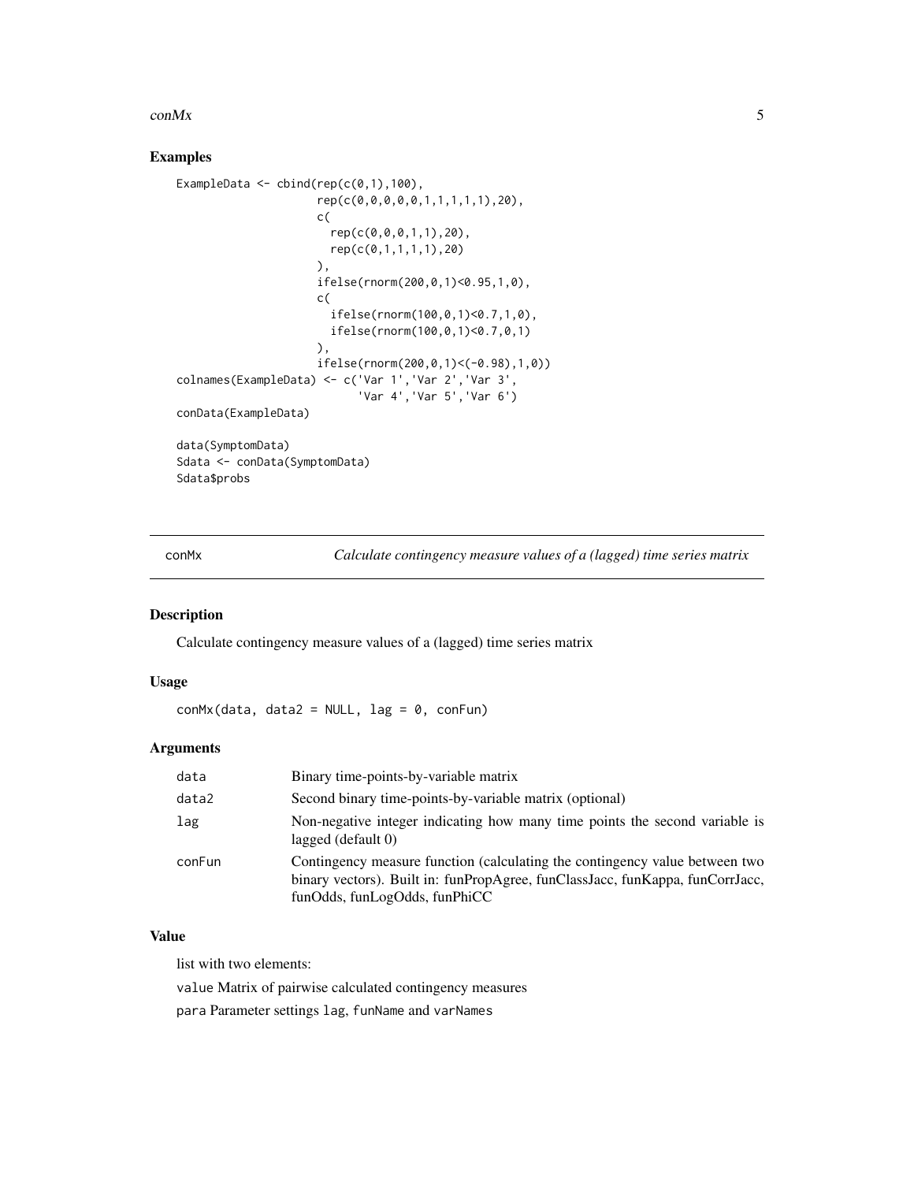## Examples

```
ExampleData <- cbind(rep(c(0,1),100),
                     rep(c(0,0,0,0,0,1,1,1,1,1),20),
                     c(
                       rep(c(0,0,0,1,1),20),
                       rep(c(0,1,1,1,1),20)
                     ),
                     ifelse(rnorm(200,0,1)<0.95,1,0),
                     c(
                       ifelse(rnorm(100,0,1)<0.7,1,0),
                       ifelse(rnorm(100,0,1)<0.7,0,1)
                     ),
                     ifelse(rnorm(200,0,1)<(-0.98),1,0))
colnames(ExampleData) <- c('Var 1','Var 2','Var 3',
                           'Var 4','Var 5','Var 6')
conData(ExampleData)

data(SymptomData)
Sdata <- conData(SymptomData)
Sdata$probs
```

---

conMx — *Calculate contingency measure values of a (lagged) time series matrix*

---

## Description

Calculate contingency measure values of a (lagged) time series matrix

## Usage

```
conMx(data, data2 = NULL, lag = 0, conFun)
```

## Arguments

| | |
|---|---|
| data | Binary time-points-by-variable matrix |
| data2 | Second binary time-points-by-variable matrix (optional) |
| lag | Non-negative integer indicating how many time points the second variable is lagged (default 0) |
| conFun | Contingency measure function (calculating the contingency value between two binary vectors). Built in: funPropAgree, funClassJacc, funKappa, funCorrJacc, funOdds, funLogOdds, funPhiCC |

## Value

list with two elements:

value Matrix of pairwise calculated contingency measures

para Parameter settings lag, funName and varNames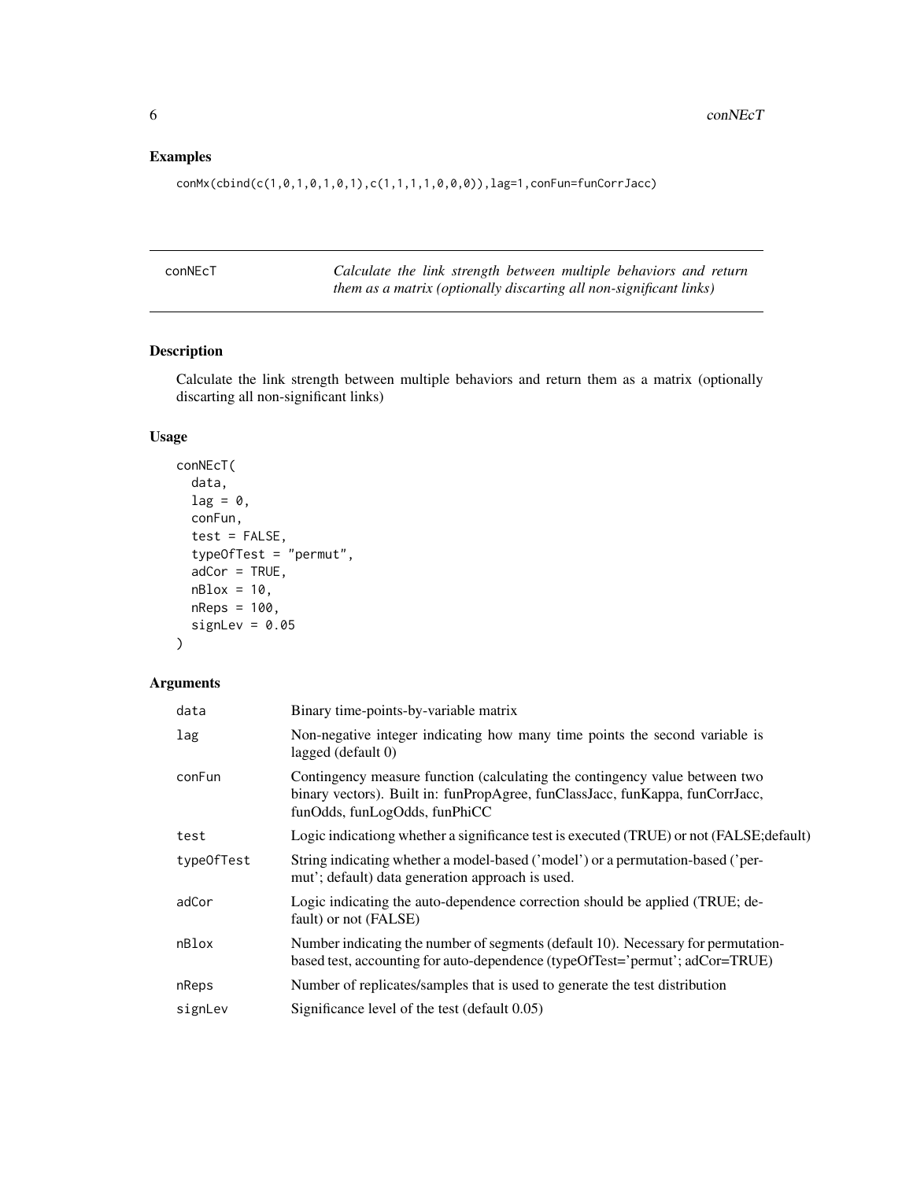## Examples

```
conMx(cbind(c(1,0,1,0,1,0,1),c(1,1,1,1,0,0,0)),lag=1,conFun=funCorrJacc)
```

---

| conNEcT | *Calculate the link strength between multiple behaviors and return them as a matrix (optionally discarting all non-significant links)* |
|---|---|

## Description

Calculate the link strength between multiple behaviors and return them as a matrix (optionally discarting all non-significant links)

## Usage

```
conNEcT(
  data,
  lag = 0,
  conFun,
  test = FALSE,
  typeOfTest = "permut",
  adCor = TRUE,
  nBlox = 10,
  nReps = 100,
  signLev = 0.05
)
```

## Arguments

| | |
|---|---|
| `data` | Binary time-points-by-variable matrix |
| `lag` | Non-negative integer indicating how many time points the second variable is lagged (default 0) |
| `conFun` | Contingency measure function (calculating the contingency value between two binary vectors). Built in: funPropAgree, funClassJacc, funKappa, funCorrJacc, funOdds, funLogOdds, funPhiCC |
| `test` | Logic indicationg whether a significance test is executed (TRUE) or not (FALSE;default) |
| `typeOfTest` | String indicating whether a model-based ('model') or a permutation-based ('permut'; default) data generation approach is used. |
| `adCor` | Logic indicating the auto-dependence correction should be applied (TRUE; default) or not (FALSE) |
| `nBlox` | Number indicating the number of segments (default 10). Necessary for permutation-based test, accounting for auto-dependence (typeOfTest='permut'; adCor=TRUE) |
| `nReps` | Number of replicates/samples that is used to generate the test distribution |
| `signLev` | Significance level of the test (default 0.05) |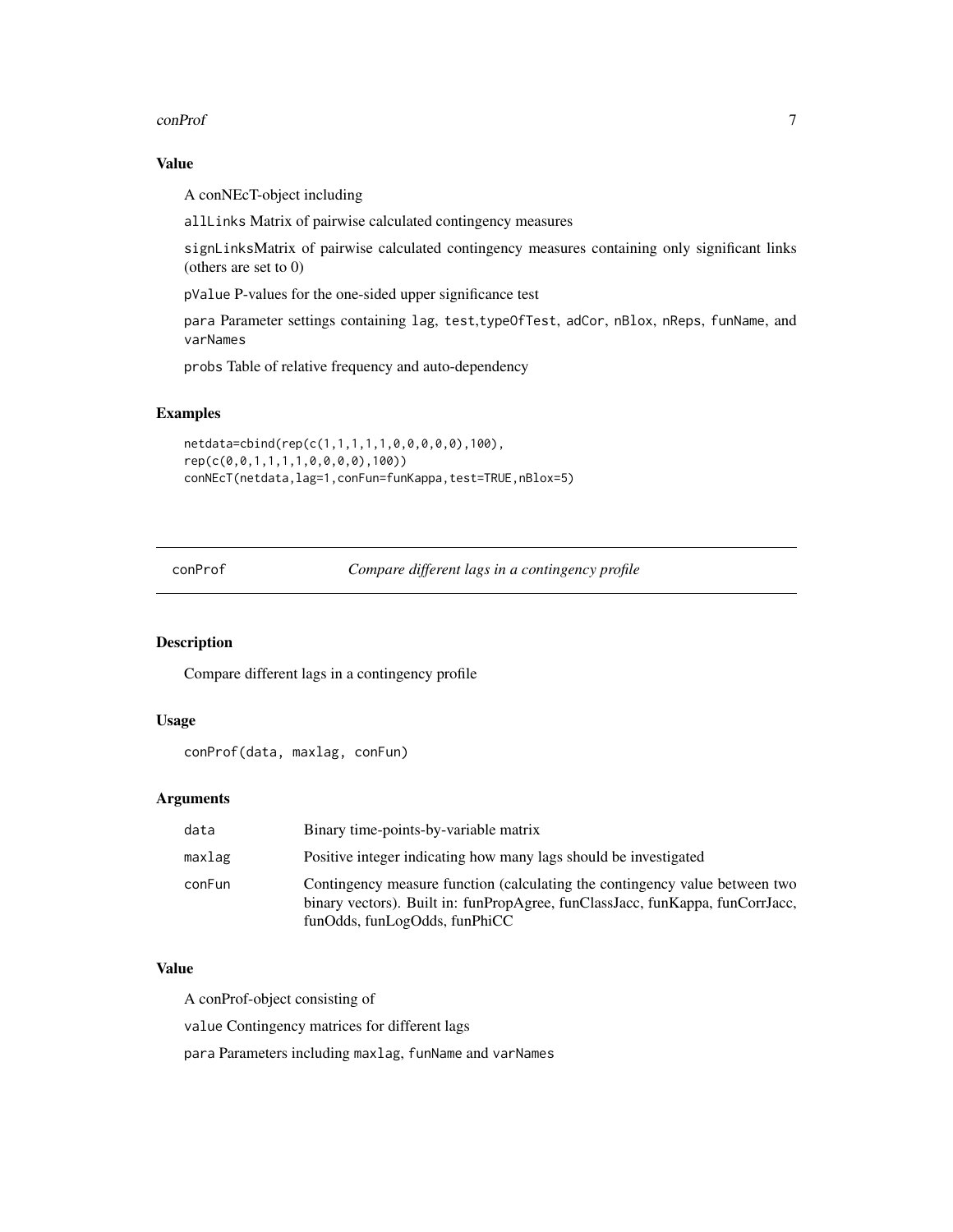### Value

A conNEcT-object including

`allLinks` Matrix of pairwise calculated contingency measures

`signLinks`Matrix of pairwise calculated contingency measures containing only significant links (others are set to 0)

`pValue` P-values for the one-sided upper significance test

`para` Parameter settings containing `lag`, `test`,`typeOfTest`, `adCor`, `nBlox`, `nReps`, `funName`, and `varNames`

`probs` Table of relative frequency and auto-dependency

### Examples

```
netdata=cbind(rep(c(1,1,1,1,1,0,0,0,0,0),100),
rep(c(0,0,1,1,1,1,0,0,0,0),100))
conNEcT(netdata,lag=1,conFun=funKappa,test=TRUE,nBlox=5)
```

---

## conProf — *Compare different lags in a contingency profile*

---

### Description

Compare different lags in a contingency profile

### Usage

```
conProf(data, maxlag, conFun)
```

### Arguments

| | |
|---|---|
| `data` | Binary time-points-by-variable matrix |
| `maxlag` | Positive integer indicating how many lags should be investigated |
| `conFun` | Contingency measure function (calculating the contingency value between two binary vectors). Built in: funPropAgree, funClassJacc, funKappa, funCorrJacc, funOdds, funLogOdds, funPhiCC |

### Value

A conProf-object consisting of

`value` Contingency matrices for different lags

`para` Parameters including `maxlag`, `funName` and `varNames`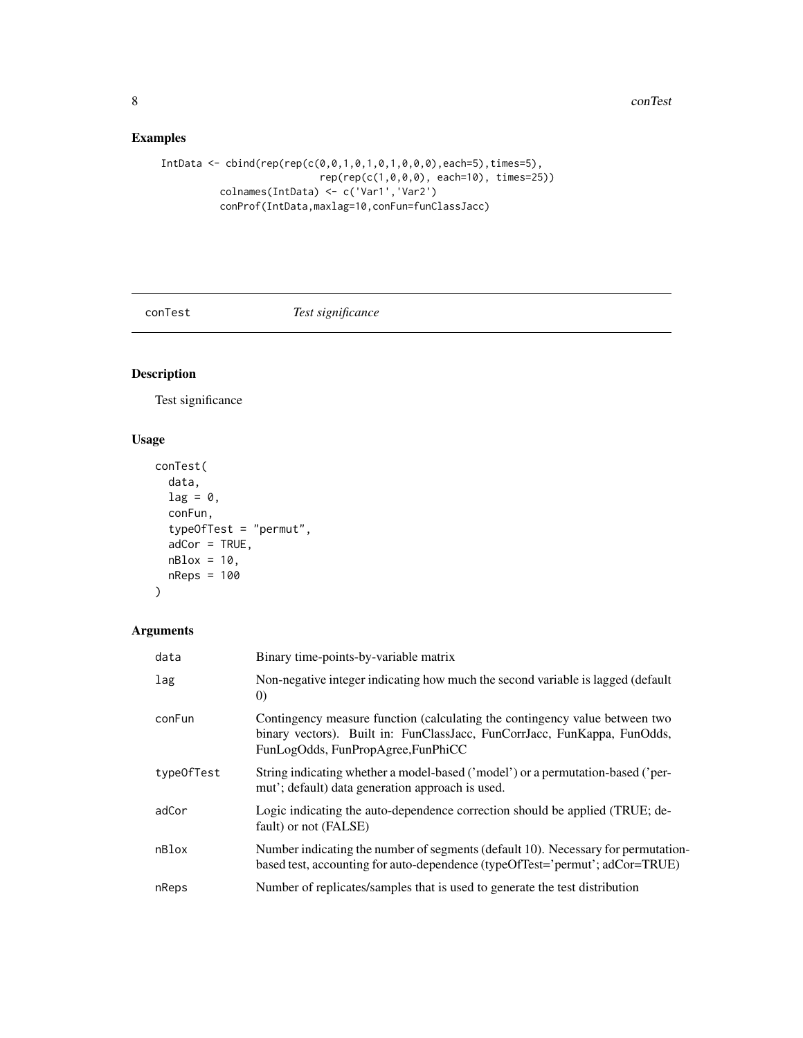## Examples

```
IntData <- cbind(rep(rep(c(0,0,1,0,1,0,1,0,0,0),each=5),times=5),
                      rep(rep(c(1,0,0,0), each=10), times=25))
          colnames(IntData) <- c('Var1','Var2')
          conProf(IntData,maxlag=10,conFun=funClassJacc)
```

---

## conTest *Test significance*

---

### Description

Test significance

### Usage

```
conTest(
  data,
  lag = 0,
  conFun,
  typeOfTest = "permut",
  adCor = TRUE,
  nBlox = 10,
  nReps = 100
)
```

### Arguments

| | |
|---|---|
| data | Binary time-points-by-variable matrix |
| lag | Non-negative integer indicating how much the second variable is lagged (default 0) |
| conFun | Contingency measure function (calculating the contingency value between two binary vectors). Built in: FunClassJacc, FunCorrJacc, FunKappa, FunOdds, FunLogOdds, FunPropAgree,FunPhiCC |
| typeOfTest | String indicating whether a model-based ('model') or a permutation-based ('permut'; default) data generation approach is used. |
| adCor | Logic indicating the auto-dependence correction should be applied (TRUE; default) or not (FALSE) |
| nBlox | Number indicating the number of segments (default 10). Necessary for permutation-based test, accounting for auto-dependence (typeOfTest='permut'; adCor=TRUE) |
| nReps | Number of replicates/samples that is used to generate the test distribution |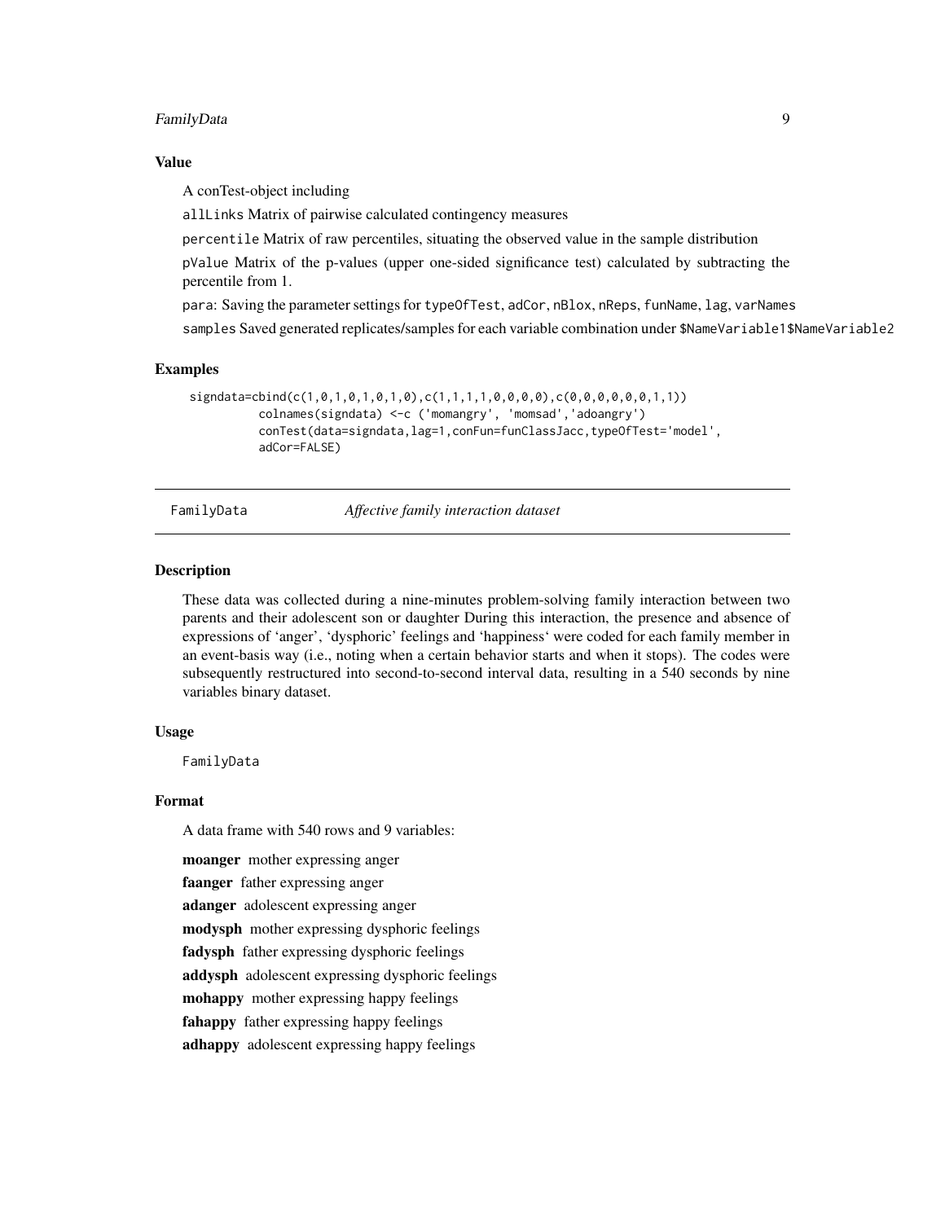### Value

A conTest-object including

`allLinks` Matrix of pairwise calculated contingency measures

`percentile` Matrix of raw percentiles, situating the observed value in the sample distribution

`pValue` Matrix of the p-values (upper one-sided significance test) calculated by subtracting the percentile from 1.

`para`: Saving the parameter settings for `typeOfTest`, `adCor`, `nBlox`, `nReps`, `funName`, `lag`, `varNames`

`samples` Saved generated replicates/samples for each variable combination under `$NameVariable1$NameVariable2`

### Examples

```
signdata=cbind(c(1,0,1,0,1,0,1,0),c(1,1,1,1,0,0,0,0),c(0,0,0,0,0,0,1,1))
          colnames(signdata) <-c ('momangry', 'momsad','adoangry')
          conTest(data=signdata,lag=1,conFun=funClassJacc,typeOfTest='model',
          adCor=FALSE)
```

## FamilyData — *Affective family interaction dataset*

### Description

These data was collected during a nine-minutes problem-solving family interaction between two parents and their adolescent son or daughter During this interaction, the presence and absence of expressions of 'anger', 'dysphoric' feelings and 'happiness' were coded for each family member in an event-basis way (i.e., noting when a certain behavior starts and when it stops). The codes were subsequently restructured into second-to-second interval data, resulting in a 540 seconds by nine variables binary dataset.

### Usage

```
FamilyData
```

### Format

A data frame with 540 rows and 9 variables:

**moanger** mother expressing anger

**faanger** father expressing anger

**adanger** adolescent expressing anger

**modysph** mother expressing dysphoric feelings

**fadysph** father expressing dysphoric feelings

**addysph** adolescent expressing dysphoric feelings

**mohappy** mother expressing happy feelings

**fahappy** father expressing happy feelings

**adhappy** adolescent expressing happy feelings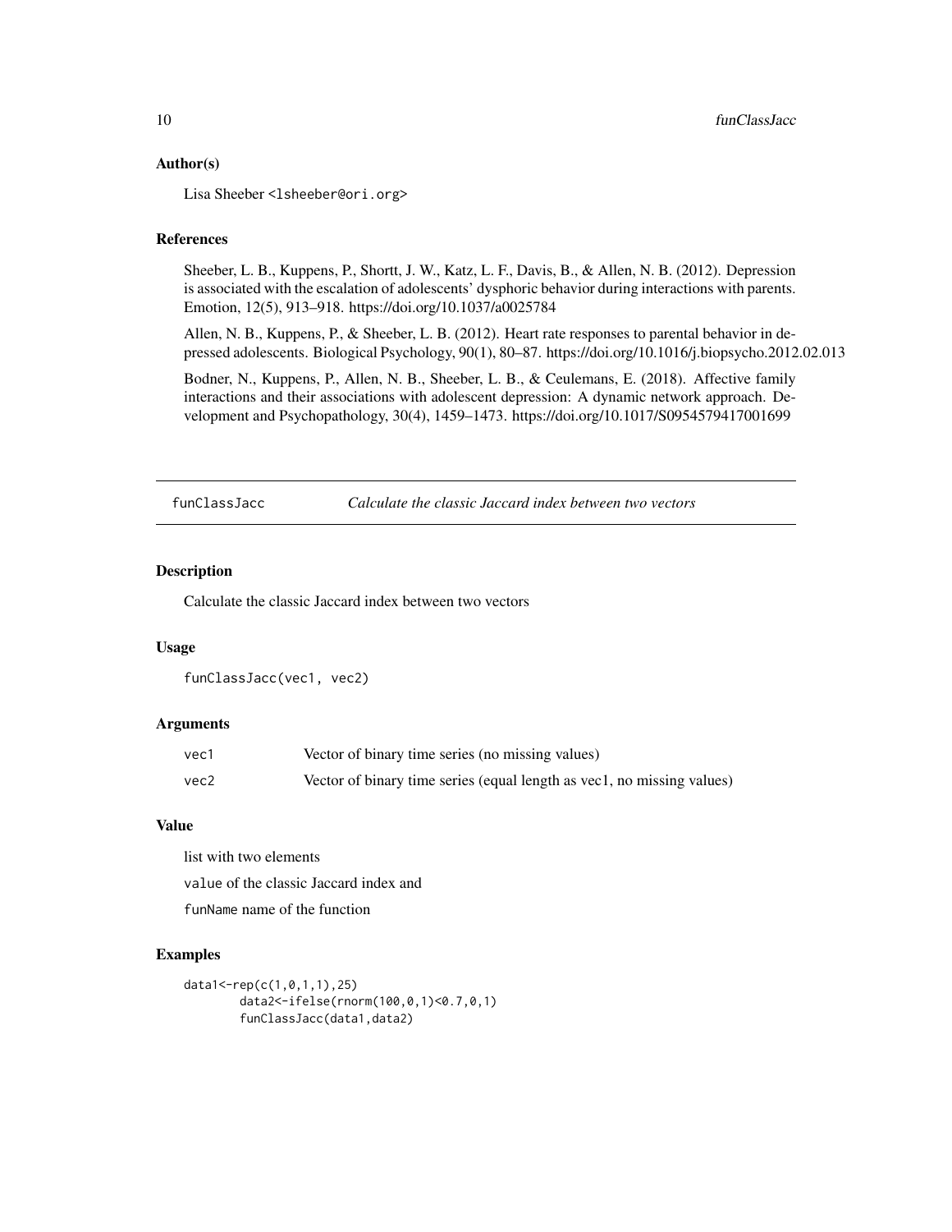### Author(s)

Lisa Sheeber <lsheeber@ori.org>

### References

Sheeber, L. B., Kuppens, P., Shortt, J. W., Katz, L. F., Davis, B., & Allen, N. B. (2012). Depression is associated with the escalation of adolescents' dysphoric behavior during interactions with parents. Emotion, 12(5), 913–918. https://doi.org/10.1037/a0025784

Allen, N. B., Kuppens, P., & Sheeber, L. B. (2012). Heart rate responses to parental behavior in depressed adolescents. Biological Psychology, 90(1), 80–87. https://doi.org/10.1016/j.biopsycho.2012.02.013

Bodner, N., Kuppens, P., Allen, N. B., Sheeber, L. B., & Ceulemans, E. (2018). Affective family interactions and their associations with adolescent depression: A dynamic network approach. Development and Psychopathology, 30(4), 1459–1473. https://doi.org/10.1017/S0954579417001699

---

## funClassJacc — *Calculate the classic Jaccard index between two vectors*

### Description

Calculate the classic Jaccard index between two vectors

### Usage

```
funClassJacc(vec1, vec2)
```

### Arguments

| | |
|---|---|
| vec1 | Vector of binary time series (no missing values) |
| vec2 | Vector of binary time series (equal length as vec1, no missing values) |

### Value

list with two elements

value of the classic Jaccard index and

funName name of the function

### Examples

```
data1<-rep(c(1,0,1,1),25)
        data2<-ifelse(rnorm(100,0,1)<0.7,0,1)
        funClassJacc(data1,data2)
```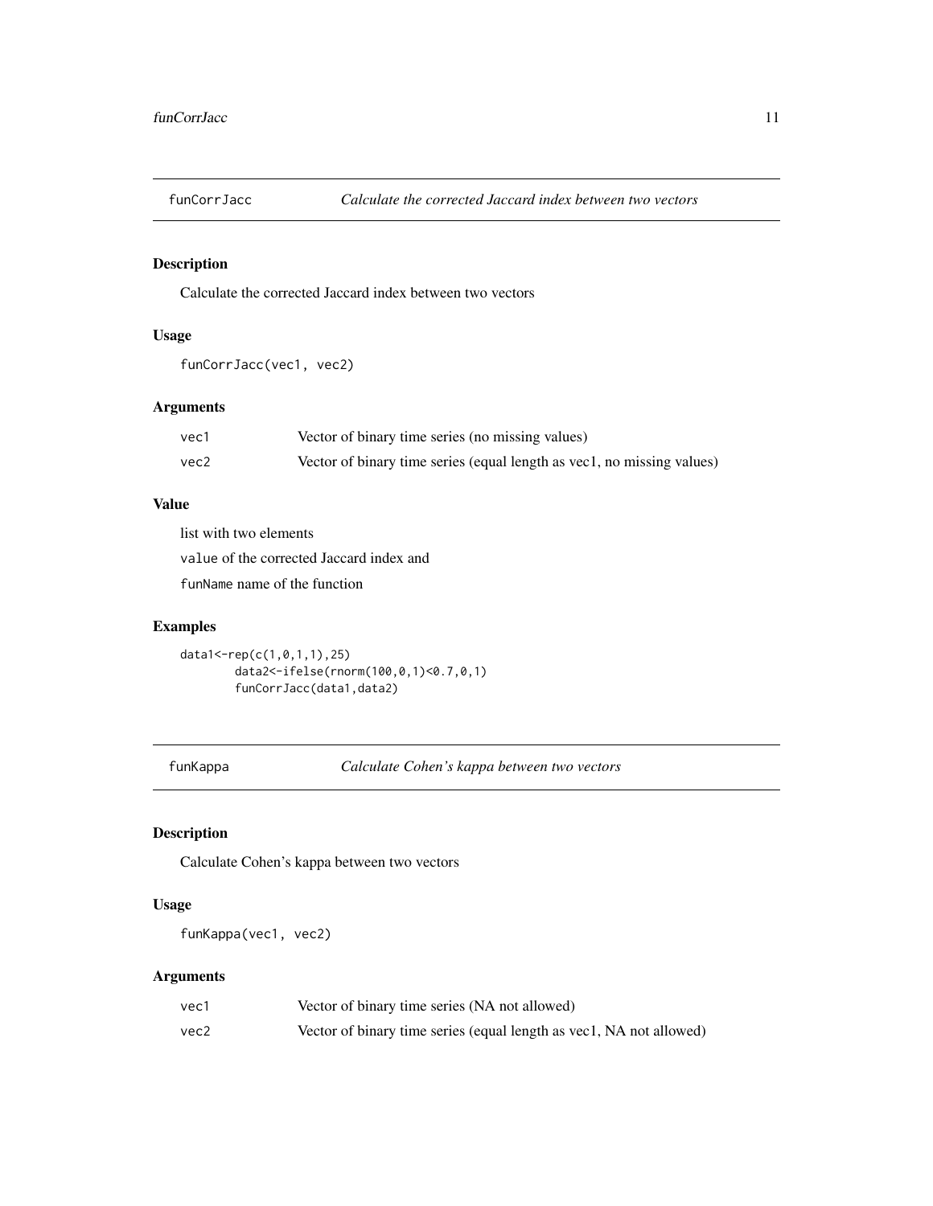## funCorrJacc — *Calculate the corrected Jaccard index between two vectors*

### Description

Calculate the corrected Jaccard index between two vectors

### Usage

```
funCorrJacc(vec1, vec2)
```

### Arguments

| | |
|---|---|
| `vec1` | Vector of binary time series (no missing values) |
| `vec2` | Vector of binary time series (equal length as vec1, no missing values) |

### Value

list with two elements

`value` of the corrected Jaccard index and

`funName` name of the function

### Examples

```
data1<-rep(c(1,0,1,1),25)
        data2<-ifelse(rnorm(100,0,1)<0.7,0,1)
        funCorrJacc(data1,data2)
```

## funKappa — *Calculate Cohen's kappa between two vectors*

### Description

Calculate Cohen's kappa between two vectors

### Usage

```
funKappa(vec1, vec2)
```

### Arguments

| | |
|---|---|
| `vec1` | Vector of binary time series (NA not allowed) |
| `vec2` | Vector of binary time series (equal length as vec1, NA not allowed) |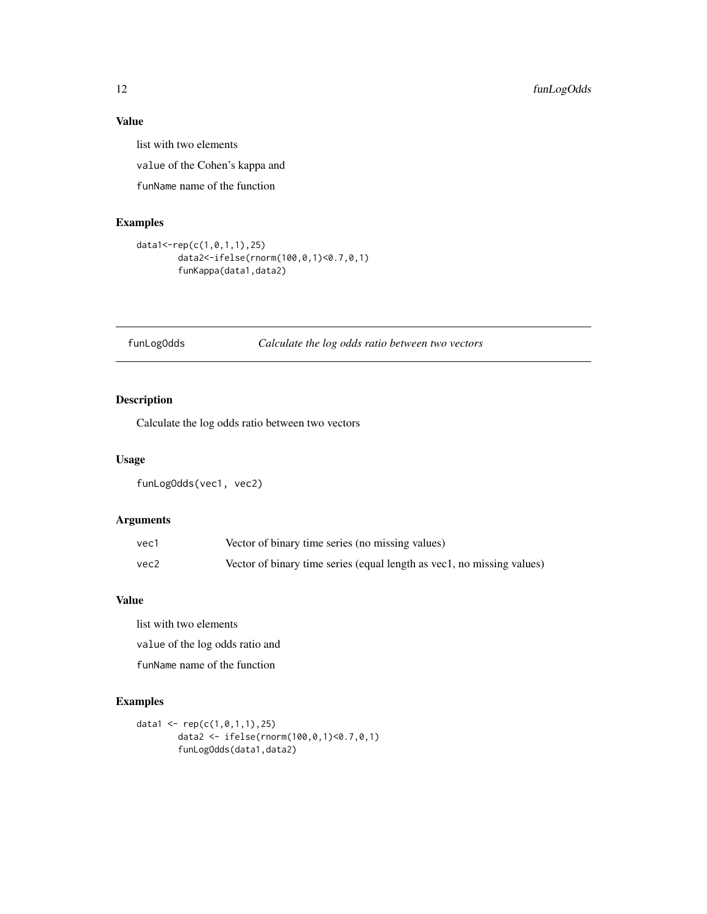## Value

list with two elements

`value` of the Cohen's kappa and

`funName` name of the function

## Examples

```
data1<-rep(c(1,0,1,1),25)
        data2<-ifelse(rnorm(100,0,1)<0.7,0,1)
        funKappa(data1,data2)
```

---

# funLogOdds &nbsp;&nbsp;&nbsp; *Calculate the log odds ratio between two vectors*

---

## Description

Calculate the log odds ratio between two vectors

## Usage

```
funLogOdds(vec1, vec2)
```

## Arguments

| | |
|---|---|
| `vec1` | Vector of binary time series (no missing values) |
| `vec2` | Vector of binary time series (equal length as vec1, no missing values) |

## Value

list with two elements

`value` of the log odds ratio and

`funName` name of the function

## Examples

```
data1 <- rep(c(1,0,1,1),25)
        data2 <- ifelse(rnorm(100,0,1)<0.7,0,1)
        funLogOdds(data1,data2)
```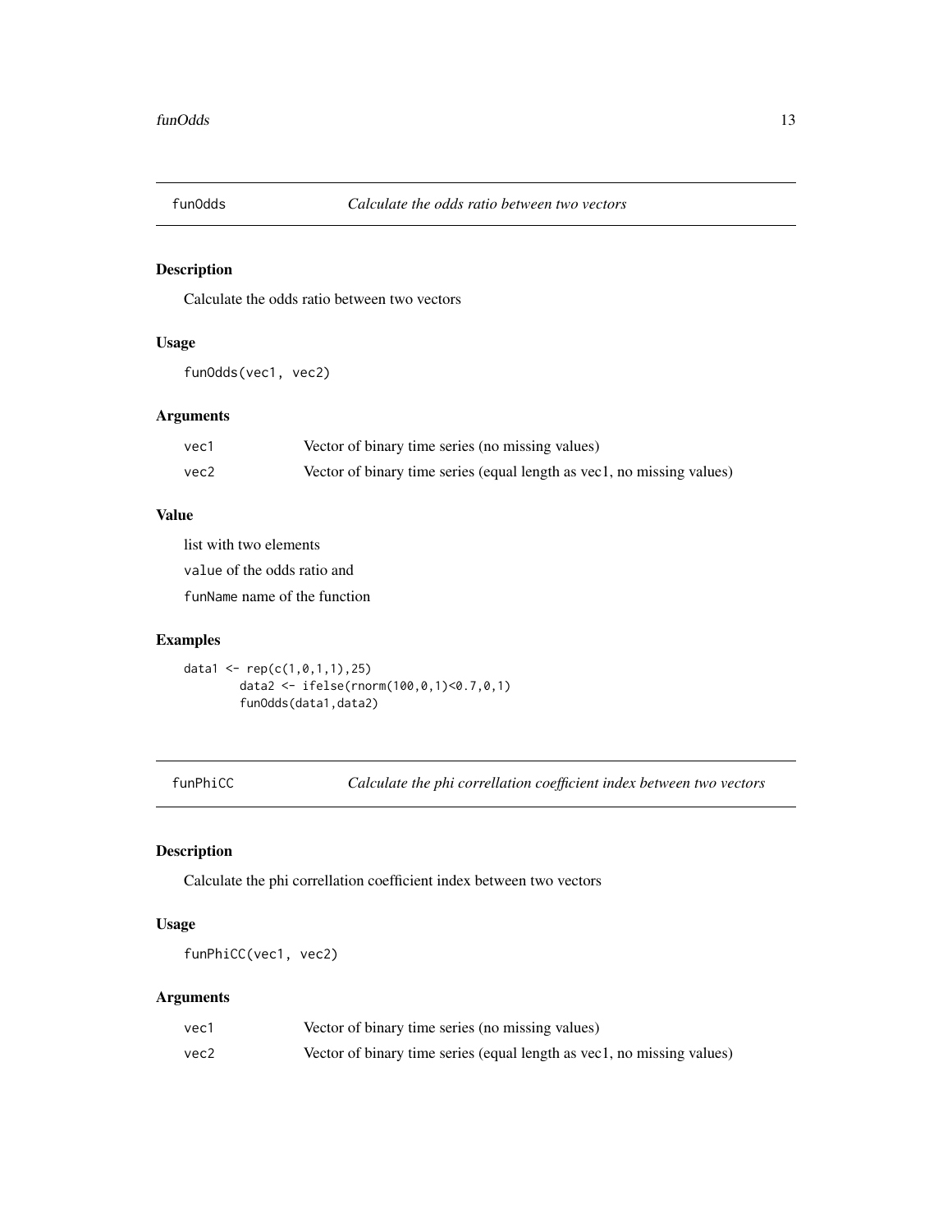## funOdds — *Calculate the odds ratio between two vectors*

### Description

Calculate the odds ratio between two vectors

### Usage

```
funOdds(vec1, vec2)
```

### Arguments

| | |
|---|---|
| vec1 | Vector of binary time series (no missing values) |
| vec2 | Vector of binary time series (equal length as vec1, no missing values) |

### Value

list with two elements

value of the odds ratio and

funName name of the function

### Examples

```
data1 <- rep(c(1,0,1,1),25)
        data2 <- ifelse(rnorm(100,0,1)<0.7,0,1)
        funOdds(data1,data2)
```

## funPhiCC — *Calculate the phi correllation coefficient index between two vectors*

### Description

Calculate the phi correllation coefficient index between two vectors

### Usage

```
funPhiCC(vec1, vec2)
```

### Arguments

| | |
|---|---|
| vec1 | Vector of binary time series (no missing values) |
| vec2 | Vector of binary time series (equal length as vec1, no missing values) |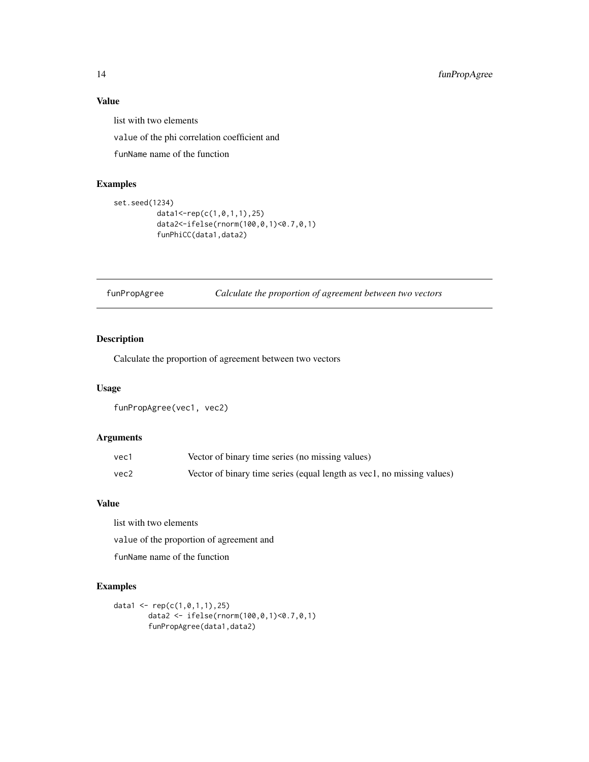### Value

list with two elements

`value` of the phi correlation coefficient and

`funName` name of the function

### Examples

```
set.seed(1234)
          data1<-rep(c(1,0,1,1),25)
          data2<-ifelse(rnorm(100,0,1)<0.7,0,1)
          funPhiCC(data1,data2)
```

---

## funPropAgree — *Calculate the proportion of agreement between two vectors*

### Description

Calculate the proportion of agreement between two vectors

### Usage

```
funPropAgree(vec1, vec2)
```

### Arguments

| | |
|---|---|
| vec1 | Vector of binary time series (no missing values) |
| vec2 | Vector of binary time series (equal length as vec1, no missing values) |

### Value

list with two elements

`value` of the proportion of agreement and

`funName` name of the function

### Examples

```
data1 <- rep(c(1,0,1,1),25)
        data2 <- ifelse(rnorm(100,0,1)<0.7,0,1)
        funPropAgree(data1,data2)
```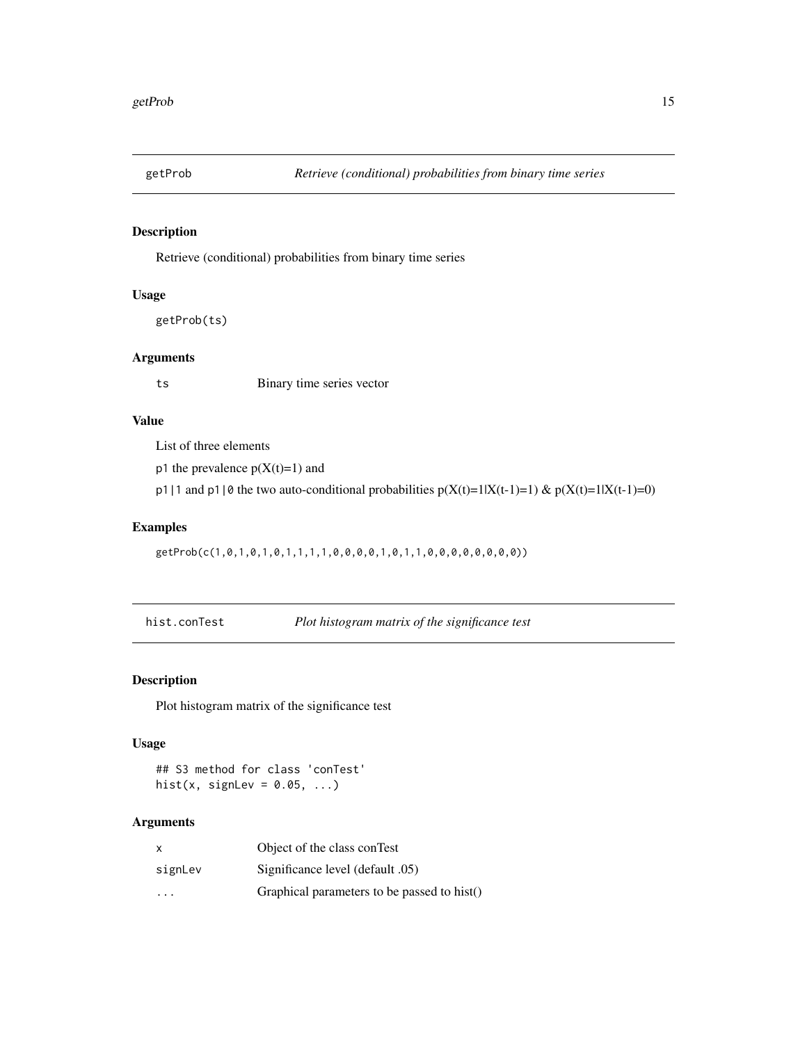## getProb *Retrieve (conditional) probabilities from binary time series*

### Description

Retrieve (conditional) probabilities from binary time series

### Usage

```
getProb(ts)
```

### Arguments

| | |
|---|---|
| ts | Binary time series vector |

### Value

List of three elements

p1 the prevalence p(X(t)=1) and

p1|1 and p1|0 the two auto-conditional probabilities p(X(t)=1|X(t-1)=1) & p(X(t)=1|X(t-1)=0)

### Examples

```
getProb(c(1,0,1,0,1,0,1,1,1,1,0,0,0,0,1,0,1,1,0,0,0,0,0,0,0,0))
```

## hist.conTest *Plot histogram matrix of the significance test*

### Description

Plot histogram matrix of the significance test

### Usage

```
## S3 method for class 'conTest'
hist(x, signLev = 0.05, ...)
```

### Arguments

| | |
|---|---|
| x | Object of the class conTest |
| signLev | Significance level (default .05) |
| ... | Graphical parameters to be passed to hist() |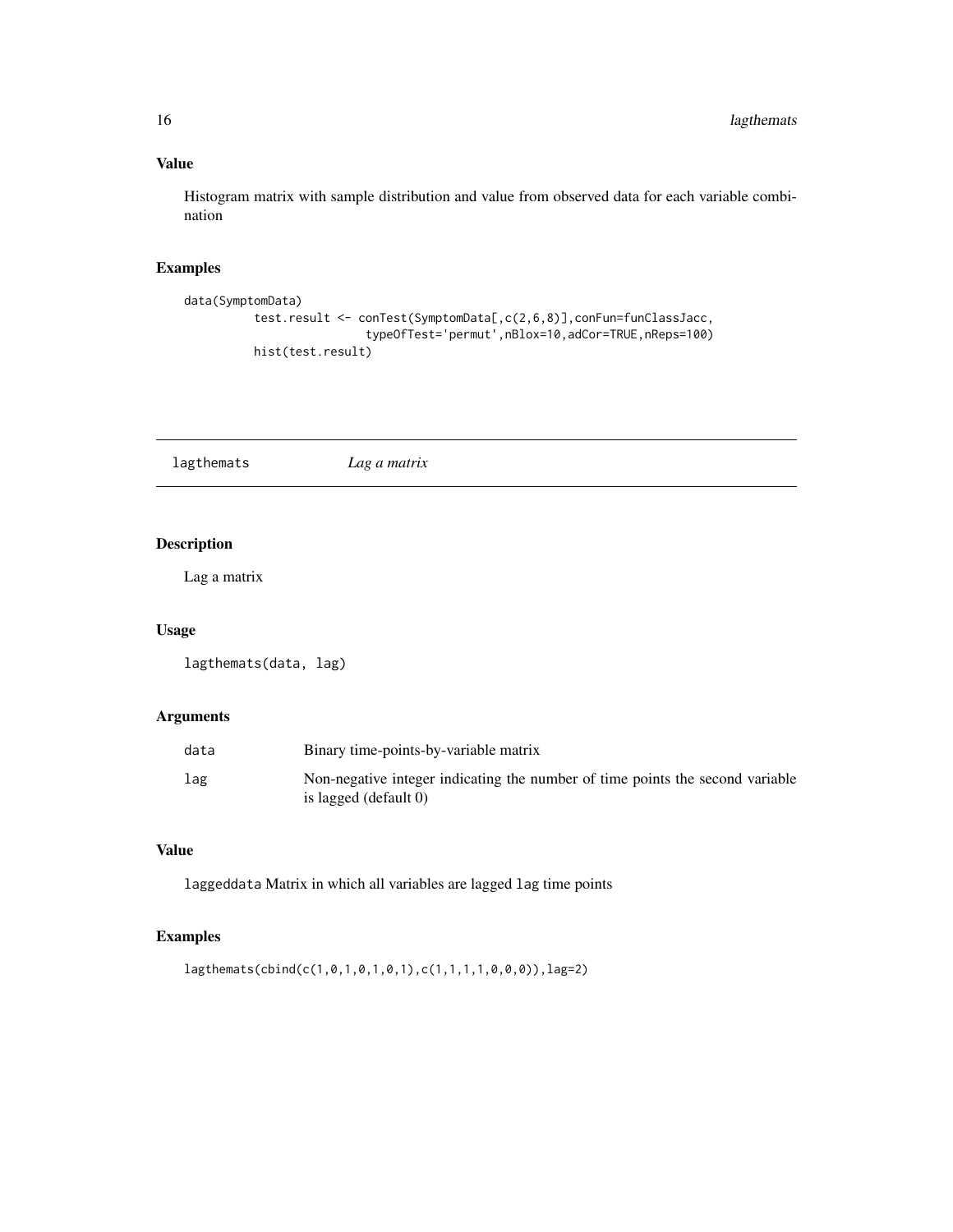## Value

Histogram matrix with sample distribution and value from observed data for each variable combination

## Examples

```
data(SymptomData)
        test.result <- conTest(SymptomData[,c(2,6,8)],conFun=funClassJacc,
                        typeOfTest='permut',nBlox=10,adCor=TRUE,nReps=100)
        hist(test.result)
```

---

# lagthemats *Lag a matrix*

---

## Description

Lag a matrix

## Usage

```
lagthemats(data, lag)
```

## Arguments

| | |
|---|---|
| data | Binary time-points-by-variable matrix |
| lag | Non-negative integer indicating the number of time points the second variable is lagged (default 0) |

## Value

laggeddata Matrix in which all variables are lagged lag time points

## Examples

```
lagthemats(cbind(c(1,0,1,0,1,0,1),c(1,1,1,1,0,0,0)),lag=2)
```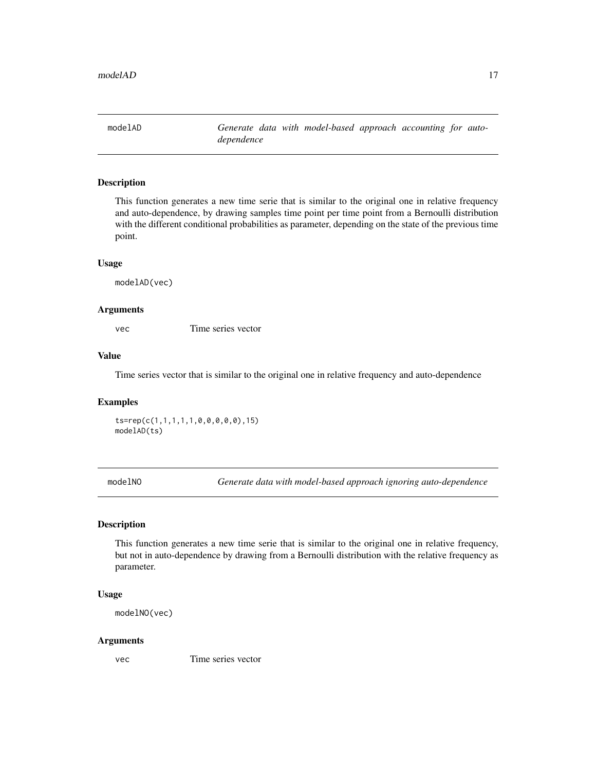## modelAD — *Generate data with model-based approach accounting for auto-dependence*

### Description

This function generates a new time serie that is similar to the original one in relative frequency and auto-dependence, by drawing samples time point per time point from a Bernoulli distribution with the different conditional probabilities as parameter, depending on the state of the previous time point.

### Usage

```
modelAD(vec)
```

### Arguments

| | |
|---|---|
| vec | Time series vector |

### Value

Time series vector that is similar to the original one in relative frequency and auto-dependence

### Examples

```
ts=rep(c(1,1,1,1,1,0,0,0,0,0),15)
modelAD(ts)
```

## modelNO — *Generate data with model-based approach ignoring auto-dependence*

### Description

This function generates a new time serie that is similar to the original one in relative frequency, but not in auto-dependence by drawing from a Bernoulli distribution with the relative frequency as parameter.

### Usage

```
modelNO(vec)
```

### Arguments

| | |
|---|---|
| vec | Time series vector |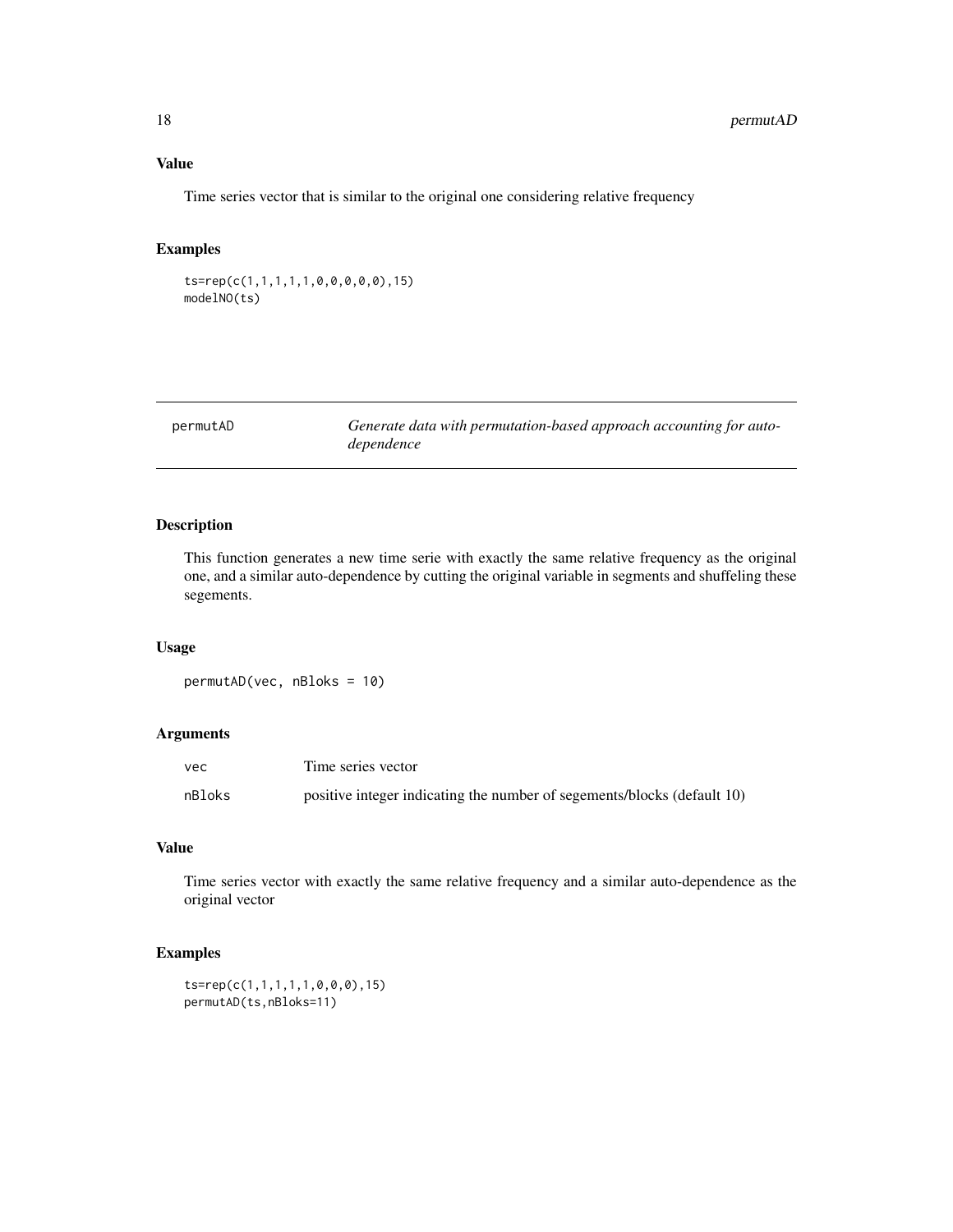## Value

Time series vector that is similar to the original one considering relative frequency

## Examples

```
ts=rep(c(1,1,1,1,1,0,0,0,0,0),15)
modelNO(ts)
```

---

# permutAD — *Generate data with permutation-based approach accounting for auto-dependence*

---

## Description

This function generates a new time serie with exactly the same relative frequency as the original one, and a similar auto-dependence by cutting the original variable in segments and shuffeling these segements.

## Usage

```
permutAD(vec, nBloks = 10)
```

## Arguments

| | |
|---|---|
| vec | Time series vector |
| nBloks | positive integer indicating the number of segements/blocks (default 10) |

## Value

Time series vector with exactly the same relative frequency and a similar auto-dependence as the original vector

## Examples

```
ts=rep(c(1,1,1,1,1,0,0,0),15)
permutAD(ts,nBloks=11)
```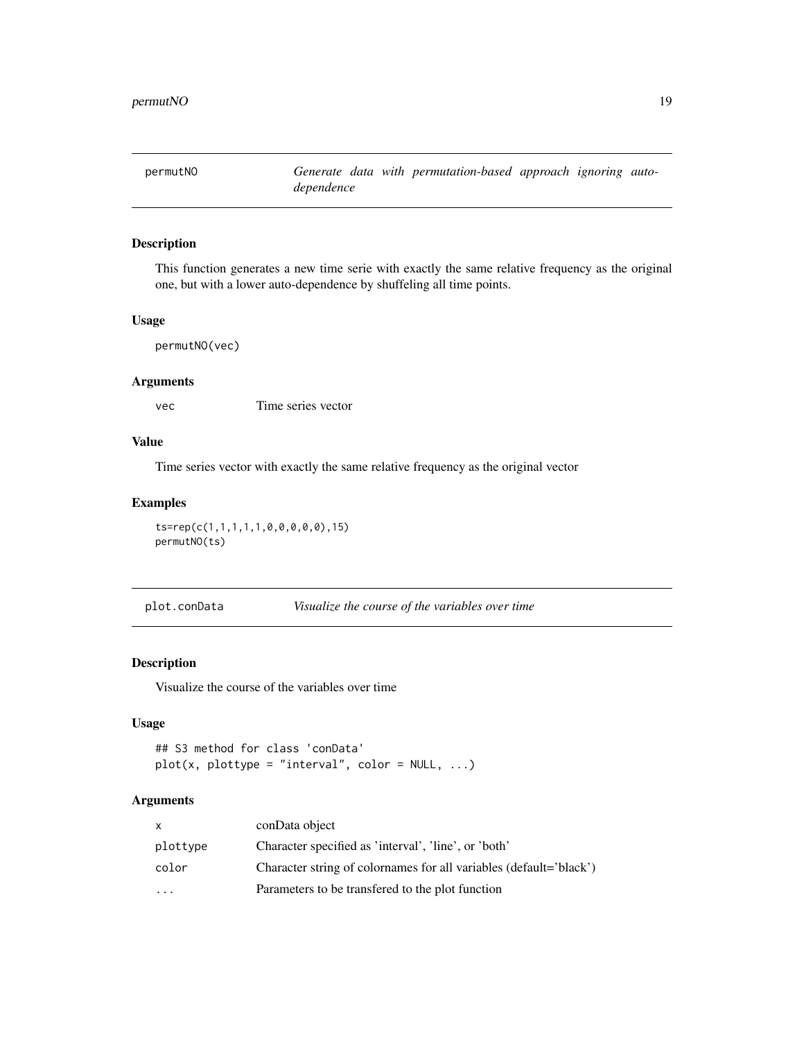## permutNO — *Generate data with permutation-based approach ignoring auto-dependence*

### Description

This function generates a new time serie with exactly the same relative frequency as the original one, but with a lower auto-dependence by shuffeling all time points.

### Usage

```
permutNO(vec)
```

### Arguments

| | |
|---|---|
| vec | Time series vector |

### Value

Time series vector with exactly the same relative frequency as the original vector

### Examples

```
ts=rep(c(1,1,1,1,1,0,0,0,0,0),15)
permutNO(ts)
```

## plot.conData — *Visualize the course of the variables over time*

### Description

Visualize the course of the variables over time

### Usage

```
## S3 method for class 'conData'
plot(x, plottype = "interval", color = NULL, ...)
```

### Arguments

| | |
|---|---|
| x | conData object |
| plottype | Character specified as 'interval', 'line', or 'both' |
| color | Character string of colornames for all variables (default='black') |
| ... | Parameters to be transfered to the plot function |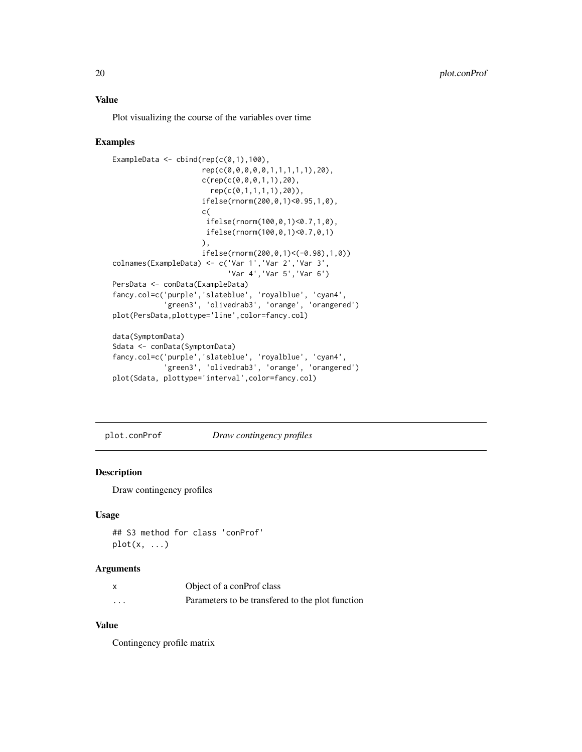### Value

Plot visualizing the course of the variables over time

### Examples

```
ExampleData <- cbind(rep(c(0,1),100),
                     rep(c(0,0,0,0,0,1,1,1,1,1),20),
                     c(rep(c(0,0,0,1,1),20),
                       rep(c(0,1,1,1,1),20)),
                     ifelse(rnorm(200,0,1)<0.95,1,0),
                     c(
                      ifelse(rnorm(100,0,1)<0.7,1,0),
                      ifelse(rnorm(100,0,1)<0.7,0,1)
                     ),
                     ifelse(rnorm(200,0,1)<(-0.98),1,0))
colnames(ExampleData) <- c('Var 1','Var 2','Var 3',
                           'Var 4','Var 5','Var 6')
PersData <- conData(ExampleData)
fancy.col=c('purple','slateblue', 'royalblue', 'cyan4',
            'green3', 'olivedrab3', 'orange', 'orangered')
plot(PersData,plottype='line',color=fancy.col)

data(SymptomData)
Sdata <- conData(SymptomData)
fancy.col=c('purple','slateblue', 'royalblue', 'cyan4',
            'green3', 'olivedrab3', 'orange', 'orangered')
plot(Sdata, plottype='interval',color=fancy.col)
```

---

## plot.conProf *Draw contingency profiles*

### Description

Draw contingency profiles

### Usage

```
## S3 method for class 'conProf'
plot(x, ...)
```

### Arguments

| | |
|---|---|
| x | Object of a conProf class |
| ... | Parameters to be transfered to the plot function |

### Value

Contingency profile matrix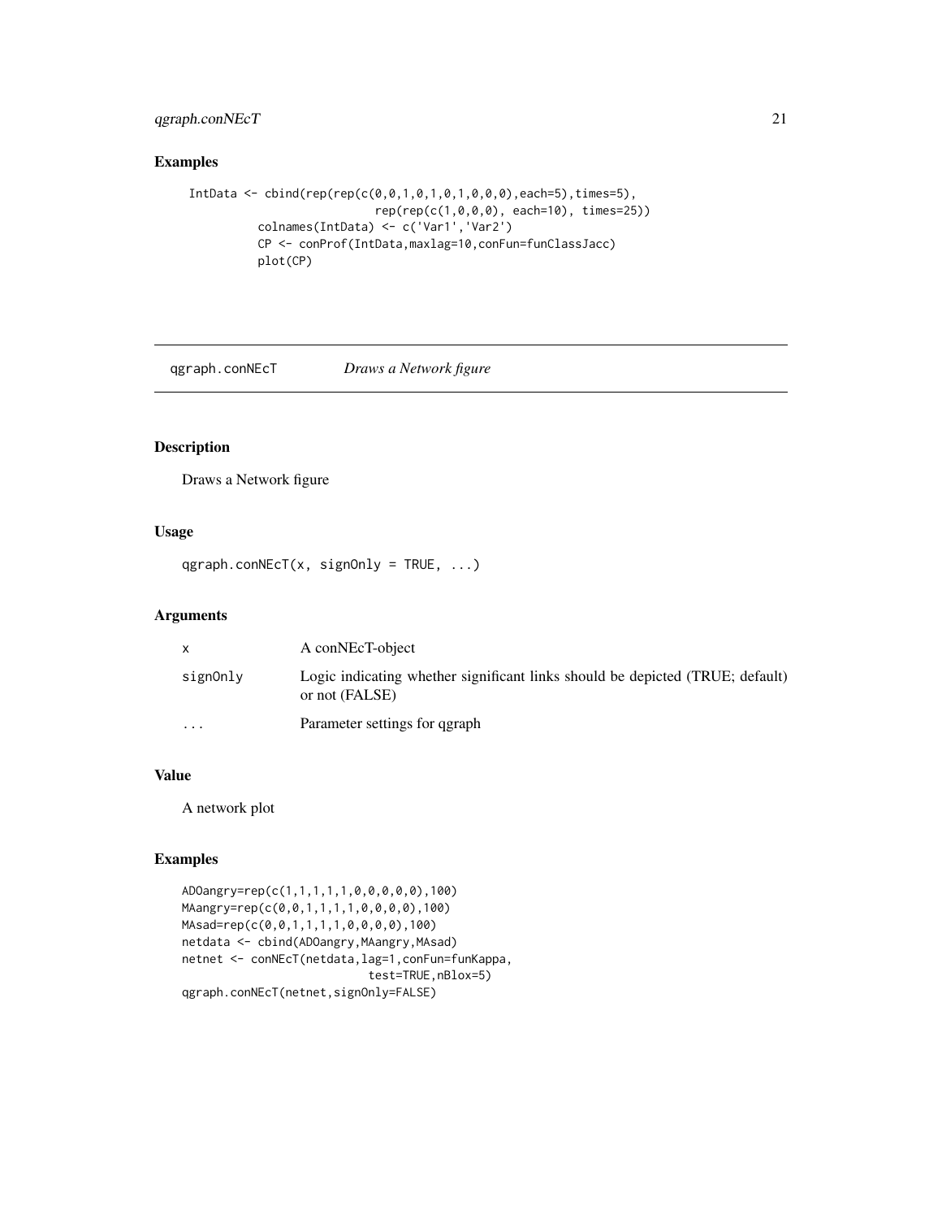## Examples

```
IntData <- cbind(rep(rep(c(0,0,1,0,1,0,1,0,0,0),each=5),times=5),
                         rep(rep(c(1,0,0,0), each=10), times=25))
         colnames(IntData) <- c('Var1','Var2')
         CP <- conProf(IntData,maxlag=10,conFun=funClassJacc)
         plot(CP)
```

---

`qgraph.conNEcT` *Draws a Network figure*

---

## Description

Draws a Network figure

## Usage

```
qgraph.conNEcT(x, signOnly = TRUE, ...)
```

## Arguments

| | |
|---|---|
| `x` | A conNEcT-object |
| `signOnly` | Logic indicating whether significant links should be depicted (TRUE; default) or not (FALSE) |
| `...` | Parameter settings for qgraph |

## Value

A network plot

## Examples

```
ADOangry=rep(c(1,1,1,1,1,0,0,0,0,0),100)
MAangry=rep(c(0,0,1,1,1,1,0,0,0,0),100)
MAsad=rep(c(0,0,1,1,1,1,0,0,0,0),100)
netdata <- cbind(ADOangry,MAangry,MAsad)
netnet <- conNEcT(netdata,lag=1,conFun=funKappa,
                         test=TRUE,nBlox=5)
qgraph.conNEcT(netnet,signOnly=FALSE)
```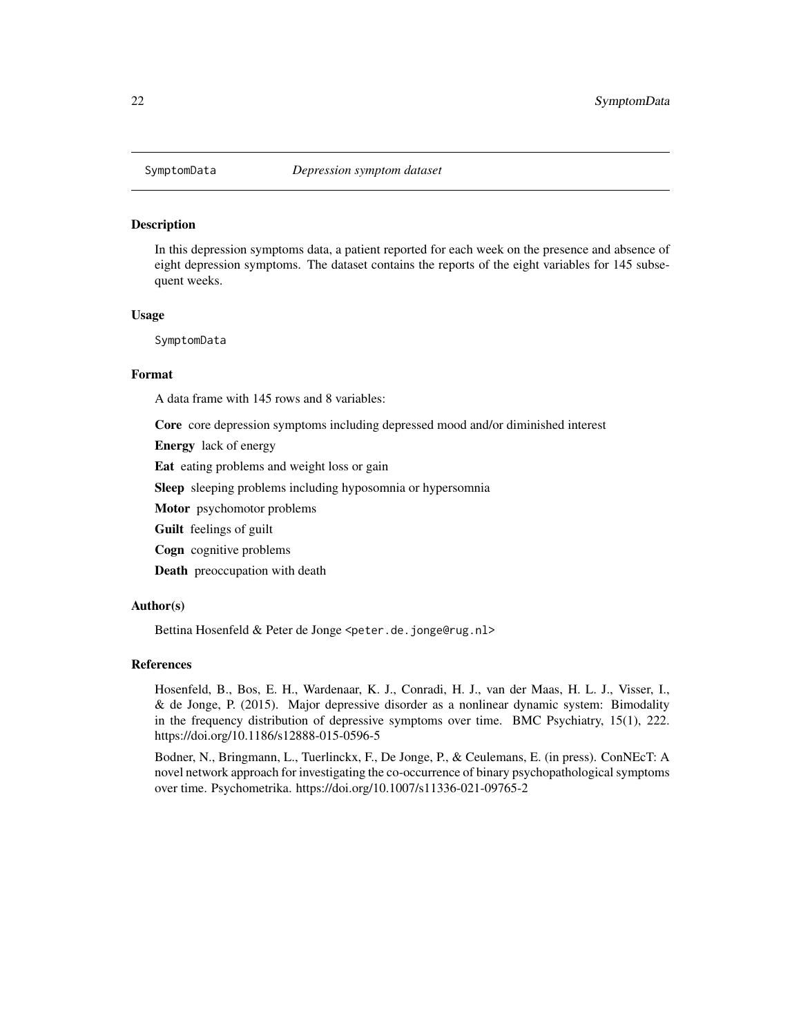`SymptomData` *Depression symptom dataset*

## Description

In this depression symptoms data, a patient reported for each week on the presence and absence of eight depression symptoms. The dataset contains the reports of the eight variables for 145 subsequent weeks.

## Usage

```
SymptomData
```

## Format

A data frame with 145 rows and 8 variables:

**Core** core depression symptoms including depressed mood and/or diminished interest

**Energy** lack of energy

**Eat** eating problems and weight loss or gain

**Sleep** sleeping problems including hyposomnia or hypersomnia

**Motor** psychomotor problems

**Guilt** feelings of guilt

**Cogn** cognitive problems

**Death** preoccupation with death

## Author(s)

Bettina Hosenfeld & Peter de Jonge <peter.de.jonge@rug.nl>

## References

Hosenfeld, B., Bos, E. H., Wardenaar, K. J., Conradi, H. J., van der Maas, H. L. J., Visser, I., & de Jonge, P. (2015). Major depressive disorder as a nonlinear dynamic system: Bimodality in the frequency distribution of depressive symptoms over time. BMC Psychiatry, 15(1), 222. https://doi.org/10.1186/s12888-015-0596-5

Bodner, N., Bringmann, L., Tuerlinckx, F., De Jonge, P., & Ceulemans, E. (in press). ConNEcT: A novel network approach for investigating the co-occurrence of binary psychopathological symptoms over time. Psychometrika. https://doi.org/10.1007/s11336-021-09765-2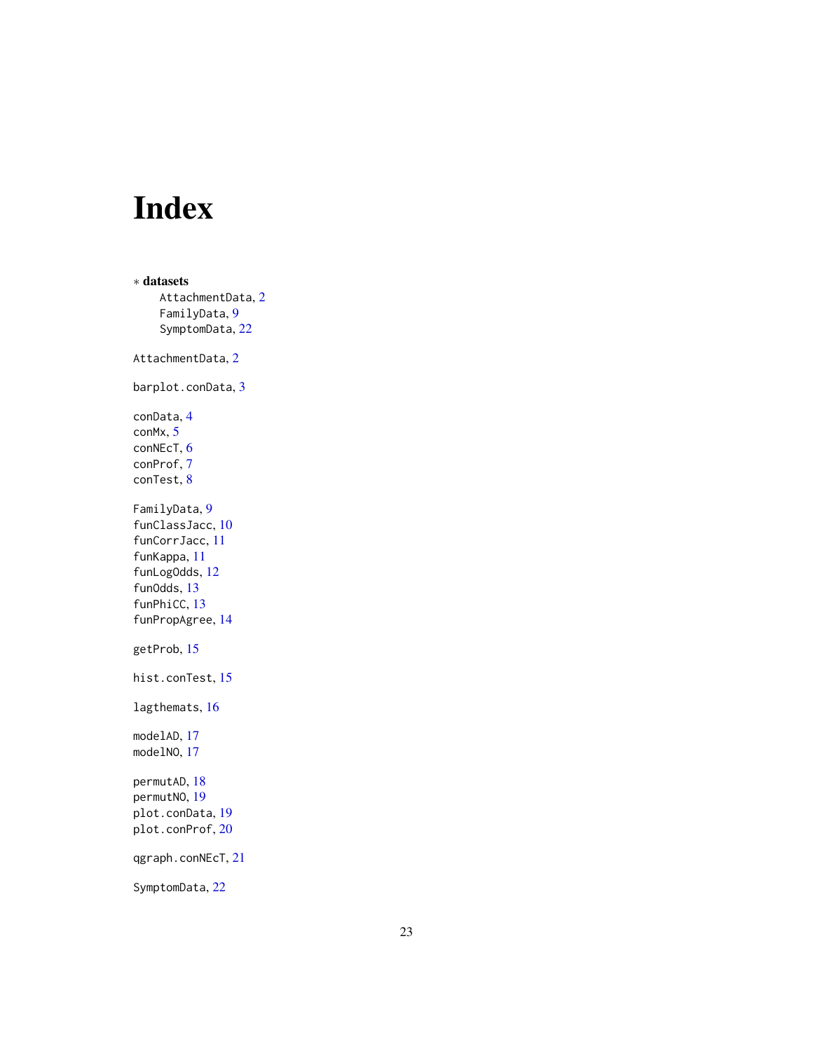# Index

∗ **datasets**
  AttachmentData, 2
  FamilyData, 9
  SymptomData, 22

AttachmentData, 2

barplot.conData, 3

conData, 4
conMx, 5
conNEcT, 6
conProf, 7
conTest, 8

FamilyData, 9
funClassJacc, 10
funCorrJacc, 11
funKappa, 11
funLogOdds, 12
funOdds, 13
funPhiCC, 13
funPropAgree, 14

getProb, 15

hist.conTest, 15

lagthemats, 16

modelAD, 17
modelNO, 17

permutAD, 18
permutNO, 19
plot.conData, 19
plot.conProf, 20

qgraph.conNEcT, 21

SymptomData, 22